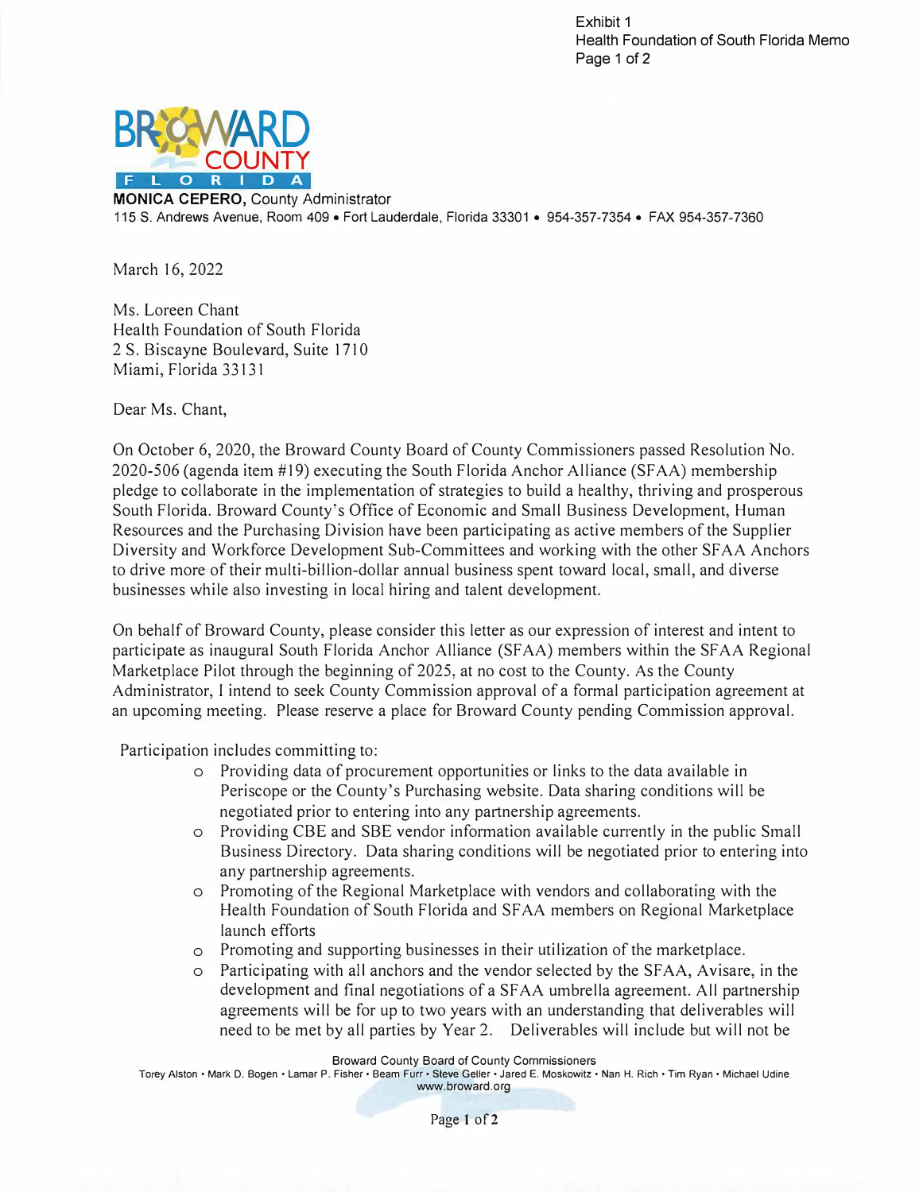Exhibit 1
Health Foundation of South Florida Memo
Page 1 of 2

**BROWARD COUNTY FLORIDA**

**MONICA CEPERO,** County Administrator
115 S. Andrews Avenue, Room 409 • Fort Lauderdale, Florida 33301 • 954-357-7354 • FAX 954-357-7360

March 16, 2022

Ms. Loreen Chant
Health Foundation of South Florida
2 S. Biscayne Boulevard, Suite 1710
Miami, Florida 33131

Dear Ms. Chant,

On October 6, 2020, the Broward County Board of County Commissioners passed Resolution No. 2020-506 (agenda item #19) executing the South Florida Anchor Alliance (SFAA) membership pledge to collaborate in the implementation of strategies to build a healthy, thriving and prosperous South Florida. Broward County's Office of Economic and Small Business Development, Human Resources and the Purchasing Division have been participating as active members of the Supplier Diversity and Workforce Development Sub-Committees and working with the other SFAA Anchors to drive more of their multi-billion-dollar annual business spent toward local, small, and diverse businesses while also investing in local hiring and talent development.

On behalf of Broward County, please consider this letter as our expression of interest and intent to participate as inaugural South Florida Anchor Alliance (SFAA) members within the SFAA Regional Marketplace Pilot through the beginning of 2025, at no cost to the County. As the County Administrator, I intend to seek County Commission approval of a formal participation agreement at an upcoming meeting. Please reserve a place for Broward County pending Commission approval.

Participation includes committing to:

- Providing data of procurement opportunities or links to the data available in Periscope or the County's Purchasing website. Data sharing conditions will be negotiated prior to entering into any partnership agreements.
- Providing CBE and SBE vendor information available currently in the public Small Business Directory. Data sharing conditions will be negotiated prior to entering into any partnership agreements.
- Promoting of the Regional Marketplace with vendors and collaborating with the Health Foundation of South Florida and SFAA members on Regional Marketplace launch efforts
- Promoting and supporting businesses in their utilization of the marketplace.
- Participating with all anchors and the vendor selected by the SFAA, Avisare, in the development and final negotiations of a SFAA umbrella agreement. All partnership agreements will be for up to two years with an understanding that deliverables will need to be met by all parties by Year 2. Deliverables will include but will not be

Broward County Board of County Commissioners
Torey Alston • Mark D. Bogen • Lamar P. Fisher • Beam Furr • Steve Geller • Jared E. Moskowitz • Nan H. Rich • Tim Ryan • Michael Udine
www.broward.org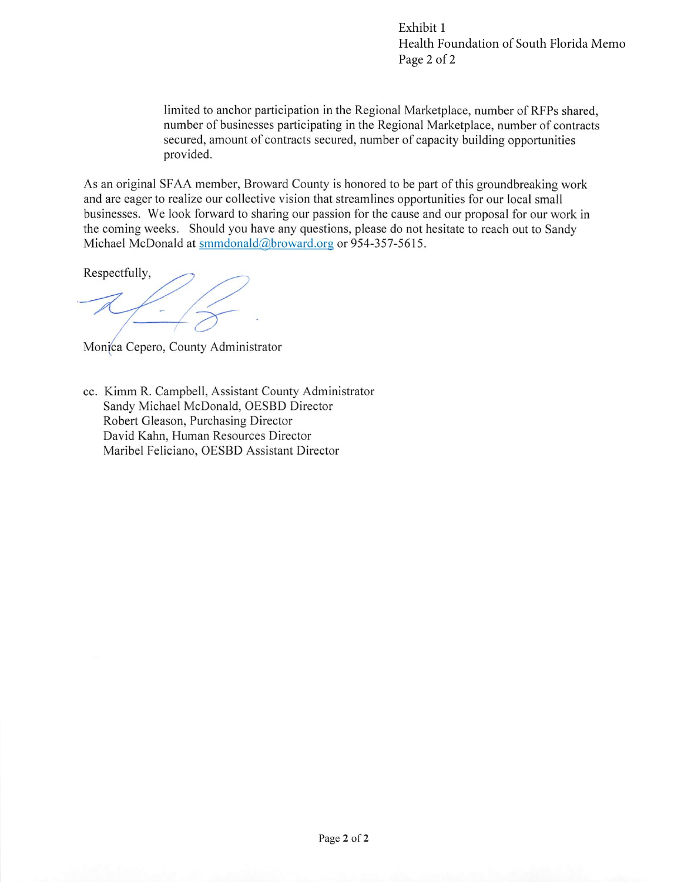limited to anchor participation in the Regional Marketplace, number of RFPs shared, number of businesses participating in the Regional Marketplace, number of contracts secured, amount of contracts secured, number of capacity building opportunities provided.

As an original SFAA member, Broward County is honored to be part of this groundbreaking work and are eager to realize our collective vision that streamlines opportunities for our local small businesses. We look forward to sharing our passion for the cause and our proposal for our work in the coming weeks. Should you have any questions, please do not hesitate to reach out to Sandy Michael McDonald at smmdonald@broward.org or 954-357-5615.

Respectfully,

Monica Cepero, County Administrator

cc. Kimm R. Campbell, Assistant County Administrator
Sandy Michael McDonald, OESBD Director
Robert Gleason, Purchasing Director
David Kahn, Human Resources Director
Maribel Feliciano, OESBD Assistant Director